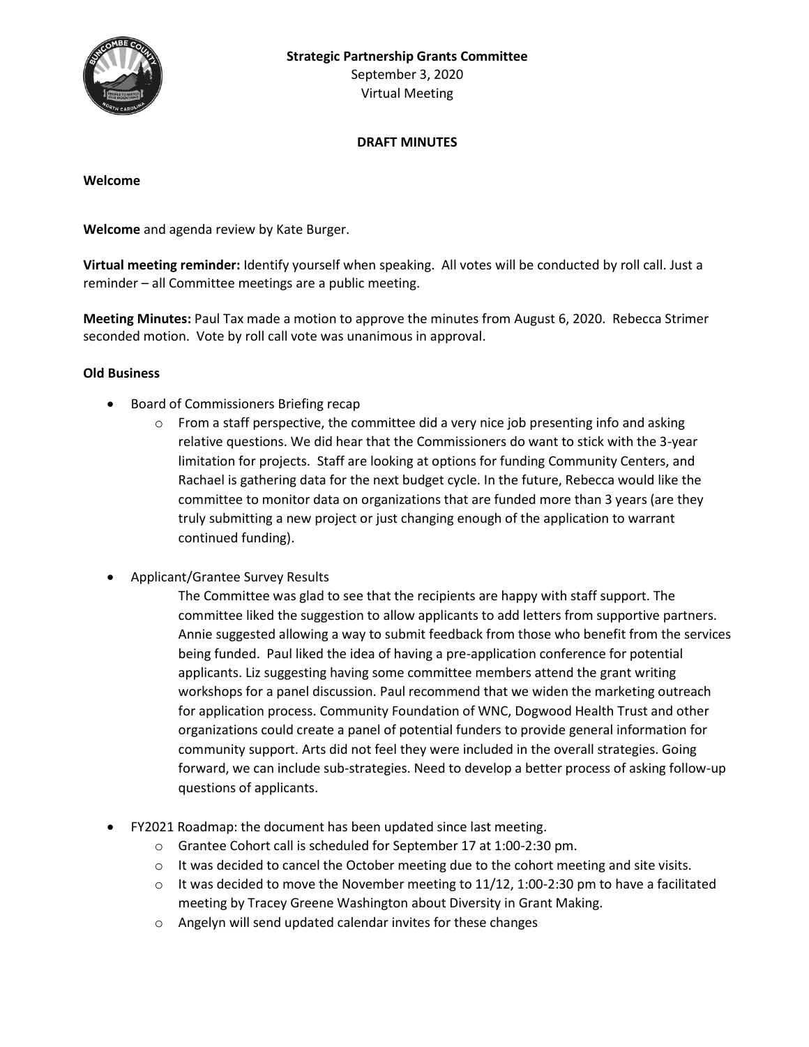**Strategic Partnership Grants Committee**
September 3, 2020
Virtual Meeting

**DRAFT MINUTES**

**Welcome**

**Welcome** and agenda review by Kate Burger.

**Virtual meeting reminder:** Identify yourself when speaking. All votes will be conducted by roll call. Just a reminder – all Committee meetings are a public meeting.

**Meeting Minutes:** Paul Tax made a motion to approve the minutes from August 6, 2020. Rebecca Strimer seconded motion. Vote by roll call vote was unanimous in approval.

**Old Business**

- Board of Commissioners Briefing recap
  - From a staff perspective, the committee did a very nice job presenting info and asking relative questions. We did hear that the Commissioners do want to stick with the 3-year limitation for projects. Staff are looking at options for funding Community Centers, and Rachael is gathering data for the next budget cycle. In the future, Rebecca would like the committee to monitor data on organizations that are funded more than 3 years (are they truly submitting a new project or just changing enough of the application to warrant continued funding).

- Applicant/Grantee Survey Results

  The Committee was glad to see that the recipients are happy with staff support. The committee liked the suggestion to allow applicants to add letters from supportive partners. Annie suggested allowing a way to submit feedback from those who benefit from the services being funded. Paul liked the idea of having a pre-application conference for potential applicants. Liz suggesting having some committee members attend the grant writing workshops for a panel discussion. Paul recommend that we widen the marketing outreach for application process. Community Foundation of WNC, Dogwood Health Trust and other organizations could create a panel of potential funders to provide general information for community support. Arts did not feel they were included in the overall strategies. Going forward, we can include sub-strategies. Need to develop a better process of asking follow-up questions of applicants.

- FY2021 Roadmap: the document has been updated since last meeting.
  - Grantee Cohort call is scheduled for September 17 at 1:00-2:30 pm.
  - It was decided to cancel the October meeting due to the cohort meeting and site visits.
  - It was decided to move the November meeting to 11/12, 1:00-2:30 pm to have a facilitated meeting by Tracey Greene Washington about Diversity in Grant Making.
  - Angelyn will send updated calendar invites for these changes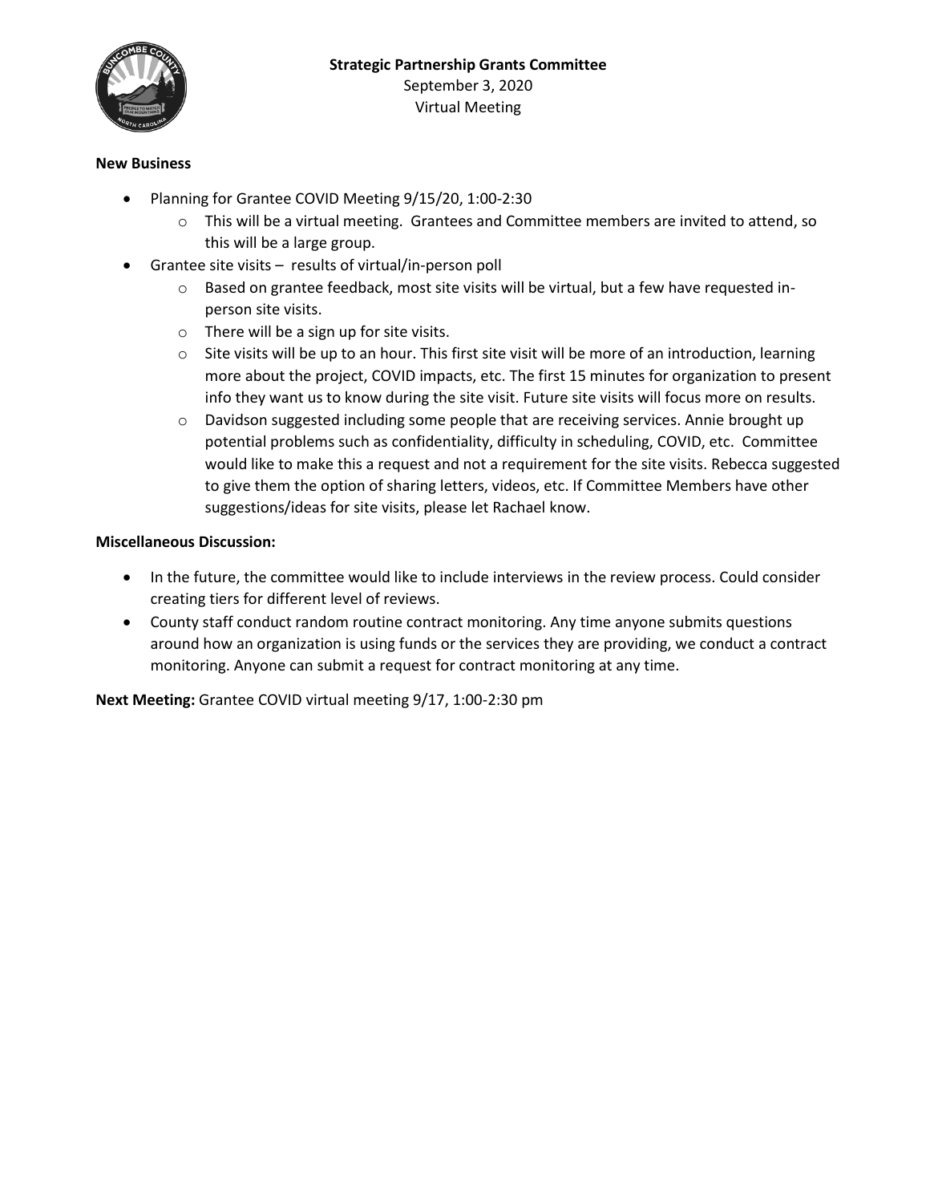**Strategic Partnership Grants Committee**
September 3, 2020
Virtual Meeting

**New Business**

- Planning for Grantee COVID Meeting 9/15/20, 1:00-2:30
  - This will be a virtual meeting. Grantees and Committee members are invited to attend, so this will be a large group.
- Grantee site visits – results of virtual/in-person poll
  - Based on grantee feedback, most site visits will be virtual, but a few have requested in-person site visits.
  - There will be a sign up for site visits.
  - Site visits will be up to an hour. This first site visit will be more of an introduction, learning more about the project, COVID impacts, etc. The first 15 minutes for organization to present info they want us to know during the site visit. Future site visits will focus more on results.
  - Davidson suggested including some people that are receiving services. Annie brought up potential problems such as confidentiality, difficulty in scheduling, COVID, etc. Committee would like to make this a request and not a requirement for the site visits. Rebecca suggested to give them the option of sharing letters, videos, etc. If Committee Members have other suggestions/ideas for site visits, please let Rachael know.

**Miscellaneous Discussion:**

- In the future, the committee would like to include interviews in the review process. Could consider creating tiers for different level of reviews.
- County staff conduct random routine contract monitoring. Any time anyone submits questions around how an organization is using funds or the services they are providing, we conduct a contract monitoring. Anyone can submit a request for contract monitoring at any time.

**Next Meeting:** Grantee COVID virtual meeting 9/17, 1:00-2:30 pm